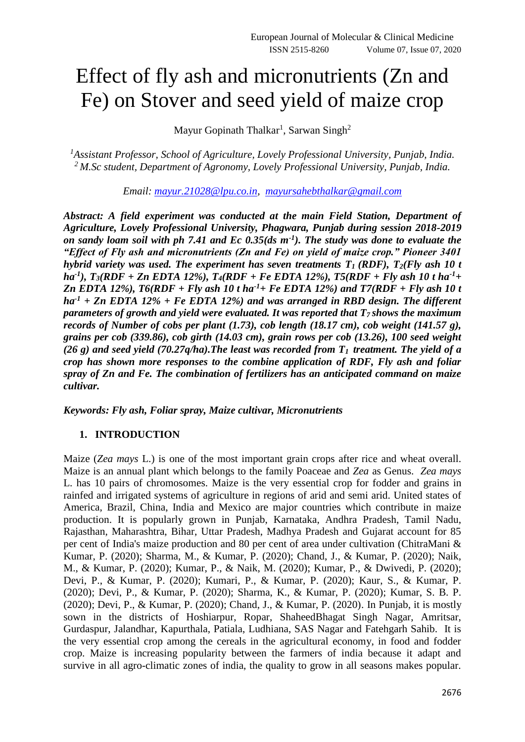# Effect of fly ash and micronutrients (Zn and Fe) on Stover and seed yield of maize crop

Mayur Gopinath Thalkar[1], Sarwan Singh[2]

[1]*Assistant Professor, School of Agriculture, Lovely Professional University, Punjab, India.*
[2]*M.Sc student, Department of Agronomy, Lovely Professional University, Punjab, India.*

*Email: mayur.21028@lpu.co.in, mayursahebthalkar@gmail.com*

***Abstract: A field experiment was conducted at the main Field Station, Department of Agriculture, Lovely Professional University, Phagwara, Punjab during session 2018-2019 on sandy loam soil with ph 7.41 and Ec 0.35(ds $m^{-1}$). The study was done to evaluate the "Effect of Fly ash and micronutrients (Zn and Fe) on yield of maize crop." Pioneer 3401 hybrid variety was used. The experiment has seven treatments $T_1$ (RDF), $T_2$(Fly ash 10 t $ha^{-1}$), $T_3$(RDF + Zn EDTA 12%), $T_4$(RDF + Fe EDTA 12%), T5(RDF + Fly ash 10 t $ha^{-1}$+ Zn EDTA 12%), T6(RDF + Fly ash 10 t $ha^{-1}$+ Fe EDTA 12%) and T7(RDF + Fly ash 10 t $ha^{-1}$ + Zn EDTA 12% + Fe EDTA 12%) and was arranged in RBD design. The different parameters of growth and yield were evaluated. It was reported that $T_7$ shows the maximum records of Number of cobs per plant (1.73), cob length (18.17 cm), cob weight (141.57 g), grains per cob (339.86), cob girth (14.03 cm), grain rows per cob (13.26), 100 seed weight (26 g) and seed yield (70.27q/ha).The least was recorded from $T_1$ treatment. The yield of a crop has shown more responses to the combine application of RDF, Fly ash and foliar spray of Zn and Fe. The combination of fertilizers has an anticipated command on maize cultivar.***

***Keywords: Fly ash, Foliar spray, Maize cultivar, Micronutrients***

## 1. INTRODUCTION

Maize (*Zea mays* L.) is one of the most important grain crops after rice and wheat overall. Maize is an annual plant which belongs to the family Poaceae and *Zea* as Genus. *Zea mays* L. has 10 pairs of chromosomes. Maize is the very essential crop for fodder and grains in rainfed and irrigated systems of agriculture in regions of arid and semi arid. United states of America, Brazil, China, India and Mexico are major countries which contribute in maize production. It is popularly grown in Punjab, Karnataka, Andhra Pradesh, Tamil Nadu, Rajasthan, Maharashtra, Bihar, Uttar Pradesh, Madhya Pradesh and Gujarat account for 85 per cent of India's maize production and 80 per cent of area under cultivation (ChitraMani & Kumar, P. (2020); Sharma, M., & Kumar, P. (2020); Chand, J., & Kumar, P. (2020); Naik, M., & Kumar, P. (2020); Kumar, P., & Naik, M. (2020); Kumar, P., & Dwivedi, P. (2020); Devi, P., & Kumar, P. (2020); Kumari, P., & Kumar, P. (2020); Kaur, S., & Kumar, P. (2020); Devi, P., & Kumar, P. (2020); Sharma, K., & Kumar, P. (2020); Kumar, S. B. P. (2020); Devi, P., & Kumar, P. (2020); Chand, J., & Kumar, P. (2020). In Punjab, it is mostly sown in the districts of Hoshiarpur, Ropar, ShaheedBhagat Singh Nagar, Amritsar, Gurdaspur, Jalandhar, Kapurthala, Patiala, Ludhiana, SAS Nagar and Fatehgarh Sahib. It is the very essential crop among the cereals in the agricultural economy, in food and fodder crop. Maize is increasing popularity between the farmers of india because it adapt and survive in all agro-climatic zones of india, the quality to grow in all seasons makes popular.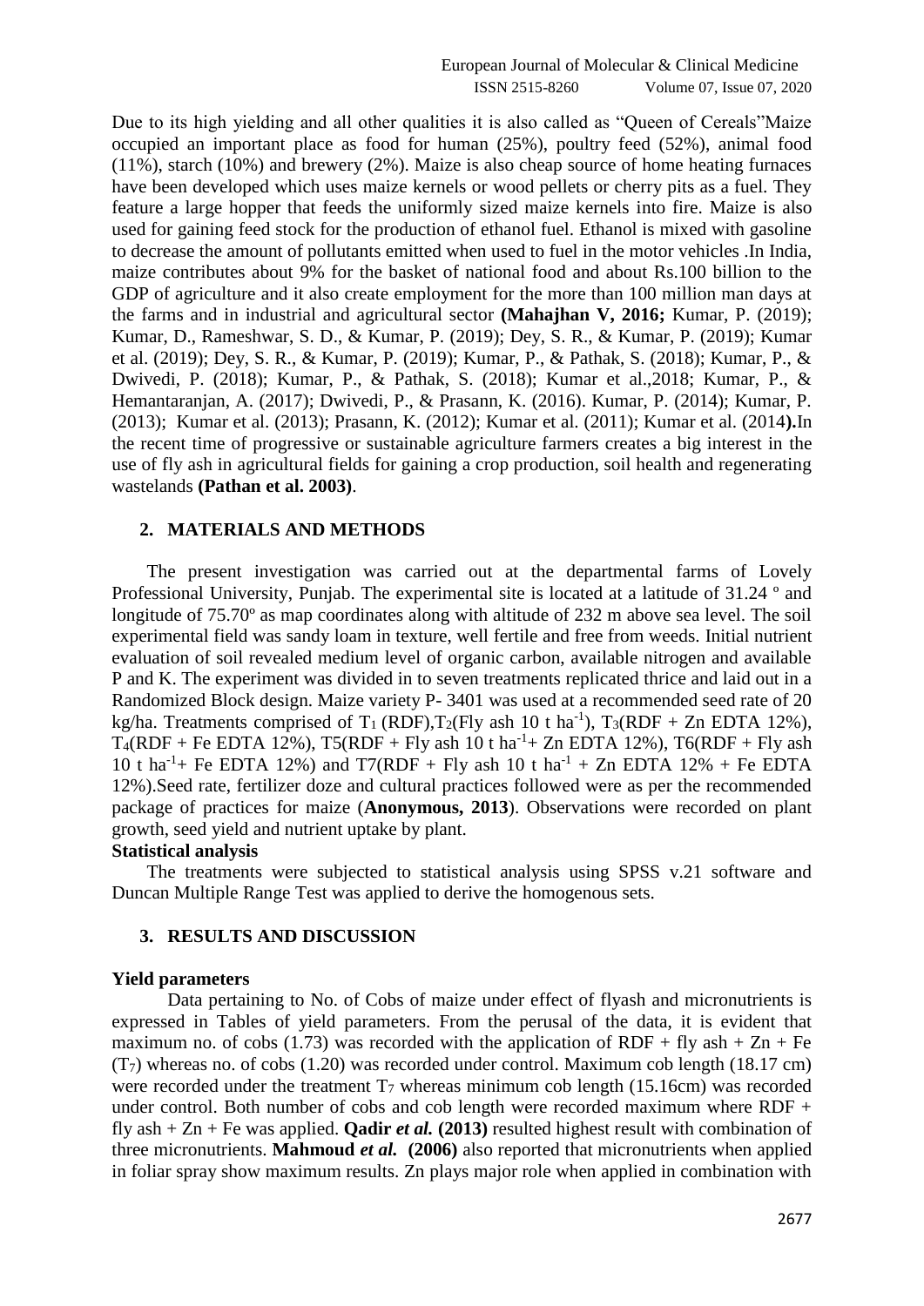Due to its high yielding and all other qualities it is also called as "Queen of Cereals"Maize occupied an important place as food for human (25%), poultry feed (52%), animal food (11%), starch (10%) and brewery (2%). Maize is also cheap source of home heating furnaces have been developed which uses maize kernels or wood pellets or cherry pits as a fuel. They feature a large hopper that feeds the uniformly sized maize kernels into fire. Maize is also used for gaining feed stock for the production of ethanol fuel. Ethanol is mixed with gasoline to decrease the amount of pollutants emitted when used to fuel in the motor vehicles .In India, maize contributes about 9% for the basket of national food and about Rs.100 billion to the GDP of agriculture and it also create employment for the more than 100 million man days at the farms and in industrial and agricultural sector **(Mahajhan V, 2016;** Kumar, P. (2019); Kumar, D., Rameshwar, S. D., & Kumar, P. (2019); Dey, S. R., & Kumar, P. (2019); Kumar et al. (2019); Dey, S. R., & Kumar, P. (2019); Kumar, P., & Pathak, S. (2018); Kumar, P., & Dwivedi, P. (2018); Kumar, P., & Pathak, S. (2018); Kumar et al.,2018; Kumar, P., & Hemantaranjan, A. (2017); Dwivedi, P., & Prasann, K. (2016). Kumar, P. (2014); Kumar, P. (2013); Kumar et al. (2013); Prasann, K. (2012); Kumar et al. (2011); Kumar et al. (2014**).**In the recent time of progressive or sustainable agriculture farmers creates a big interest in the use of fly ash in agricultural fields for gaining a crop production, soil health and regenerating wastelands **(Pathan et al. 2003)**.

## 2. MATERIALS AND METHODS

The present investigation was carried out at the departmental farms of Lovely Professional University, Punjab. The experimental site is located at a latitude of 31.24 º and longitude of 75.70º as map coordinates along with altitude of 232 m above sea level. The soil experimental field was sandy loam in texture, well fertile and free from weeds. Initial nutrient evaluation of soil revealed medium level of organic carbon, available nitrogen and available P and K. The experiment was divided in to seven treatments replicated thrice and laid out in a Randomized Block design. Maize variety P- 3401 was used at a recommended seed rate of 20 kg/ha. Treatments comprised of $T_1$ (RDF),$T_2$(Fly ash 10 t ha$^{-1}$), $T_3$(RDF + Zn EDTA 12%), $T_4$(RDF + Fe EDTA 12%), T5(RDF + Fly ash 10 t ha$^{-1}$+ Zn EDTA 12%), T6(RDF + Fly ash 10 t ha$^{-1}$+ Fe EDTA 12%) and T7(RDF + Fly ash 10 t ha$^{-1}$ + Zn EDTA 12% + Fe EDTA 12%).Seed rate, fertilizer doze and cultural practices followed were as per the recommended package of practices for maize (**Anonymous, 2013**). Observations were recorded on plant growth, seed yield and nutrient uptake by plant.

**Statistical analysis**

The treatments were subjected to statistical analysis using SPSS v.21 software and Duncan Multiple Range Test was applied to derive the homogenous sets.

## 3. RESULTS AND DISCUSSION

**Yield parameters**

Data pertaining to No. of Cobs of maize under effect of flyash and micronutrients is expressed in Tables of yield parameters. From the perusal of the data, it is evident that maximum no. of cobs (1.73) was recorded with the application of RDF + fly ash + Zn + Fe ($T_7$) whereas no. of cobs (1.20) was recorded under control. Maximum cob length (18.17 cm) were recorded under the treatment $T_7$ whereas minimum cob length (15.16cm) was recorded under control. Both number of cobs and cob length were recorded maximum where RDF + fly ash + Zn + Fe was applied. **Qadir *et al.* (2013)** resulted highest result with combination of three micronutrients. **Mahmoud *et al.* (2006)** also reported that micronutrients when applied in foliar spray show maximum results. Zn plays major role when applied in combination with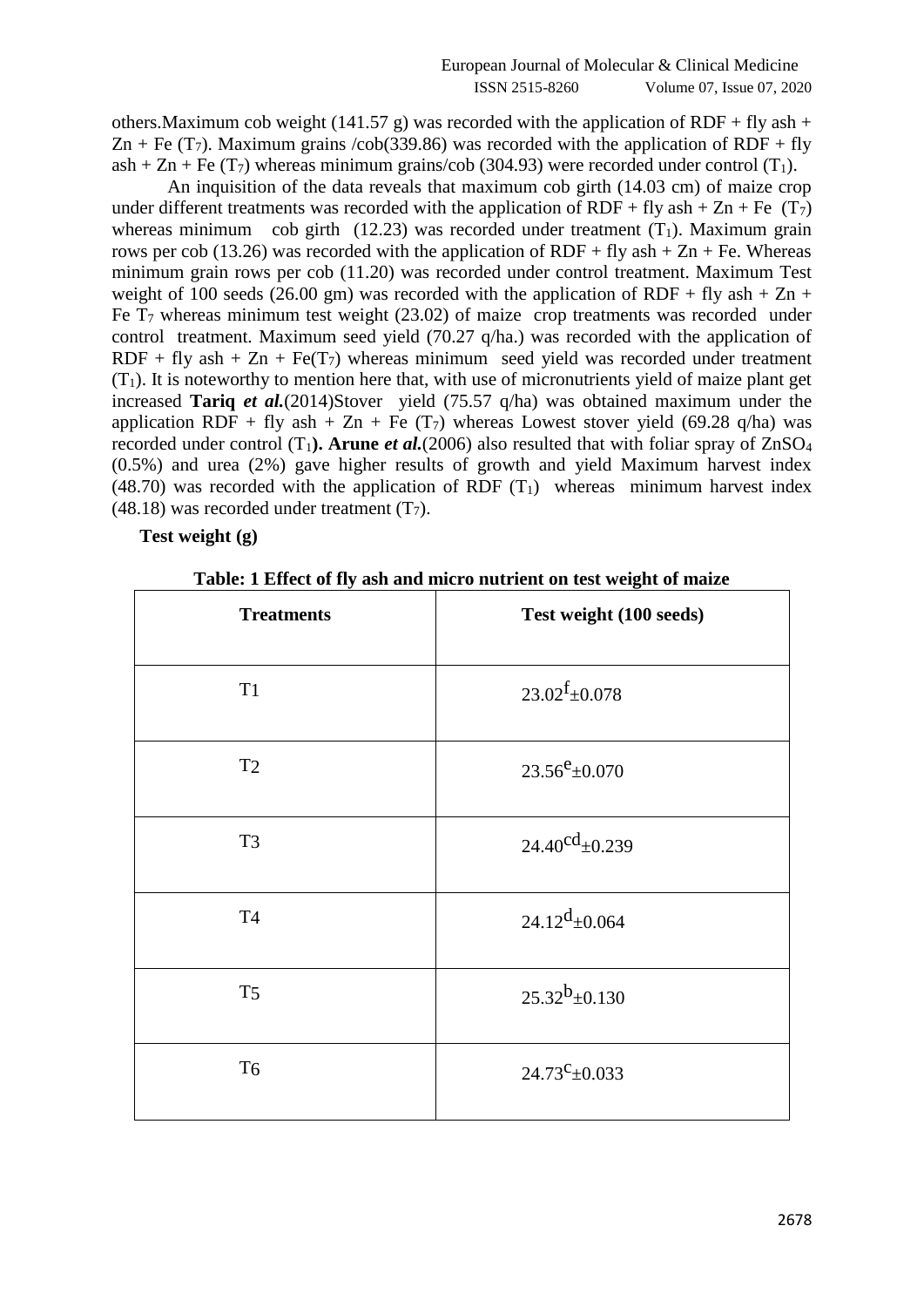others.Maximum cob weight (141.57 g) was recorded with the application of RDF + fly ash + Zn + Fe ($T_7$). Maximum grains /cob(339.86) was recorded with the application of RDF + fly ash + Zn + Fe ($T_7$) whereas minimum grains/cob (304.93) were recorded under control ($T_1$).

An inquisition of the data reveals that maximum cob girth (14.03 cm) of maize crop under different treatments was recorded with the application of RDF + fly ash + Zn + Fe ($T_7$) whereas minimum cob girth (12.23) was recorded under treatment ($T_1$). Maximum grain rows per cob (13.26) was recorded with the application of RDF + fly ash + Zn + Fe. Whereas minimum grain rows per cob (11.20) was recorded under control treatment. Maximum Test weight of 100 seeds (26.00 gm) was recorded with the application of RDF + fly ash + Zn + Fe $T_7$ whereas minimum test weight (23.02) of maize crop treatments was recorded under control treatment. Maximum seed yield (70.27 q/ha.) was recorded with the application of RDF + fly ash + Zn + Fe($T_7$) whereas minimum seed yield was recorded under treatment ($T_1$). It is noteworthy to mention here that, with use of micronutrients yield of maize plant get increased **Tariq *et al.***(2014)Stover yield (75.57 q/ha) was obtained maximum under the application RDF + fly ash + Zn + Fe ($T_7$) whereas Lowest stover yield (69.28 q/ha) was recorded under control ($T_1$**). Arune *et al.***(2006) also resulted that with foliar spray of $ZnSO_4$ (0.5%) and urea (2%) gave higher results of growth and yield Maximum harvest index (48.70) was recorded with the application of RDF ($T_1$) whereas minimum harvest index (48.18) was recorded under treatment ($T_7$).

**Test weight (g)**

**Table: 1 Effect of fly ash and micro nutrient on test weight of maize**

| Treatments | Test weight (100 seeds) |
|---|---|
| T1 | $23.02^{f}\pm0.078$ |
| T2 | $23.56^{e}\pm0.070$ |
| T3 | $24.40^{cd}\pm0.239$ |
| T4 | $24.12^{d}\pm0.064$ |
| T5 | $25.32^{b}\pm0.130$ |
| T6 | $24.73^{c}\pm0.033$ |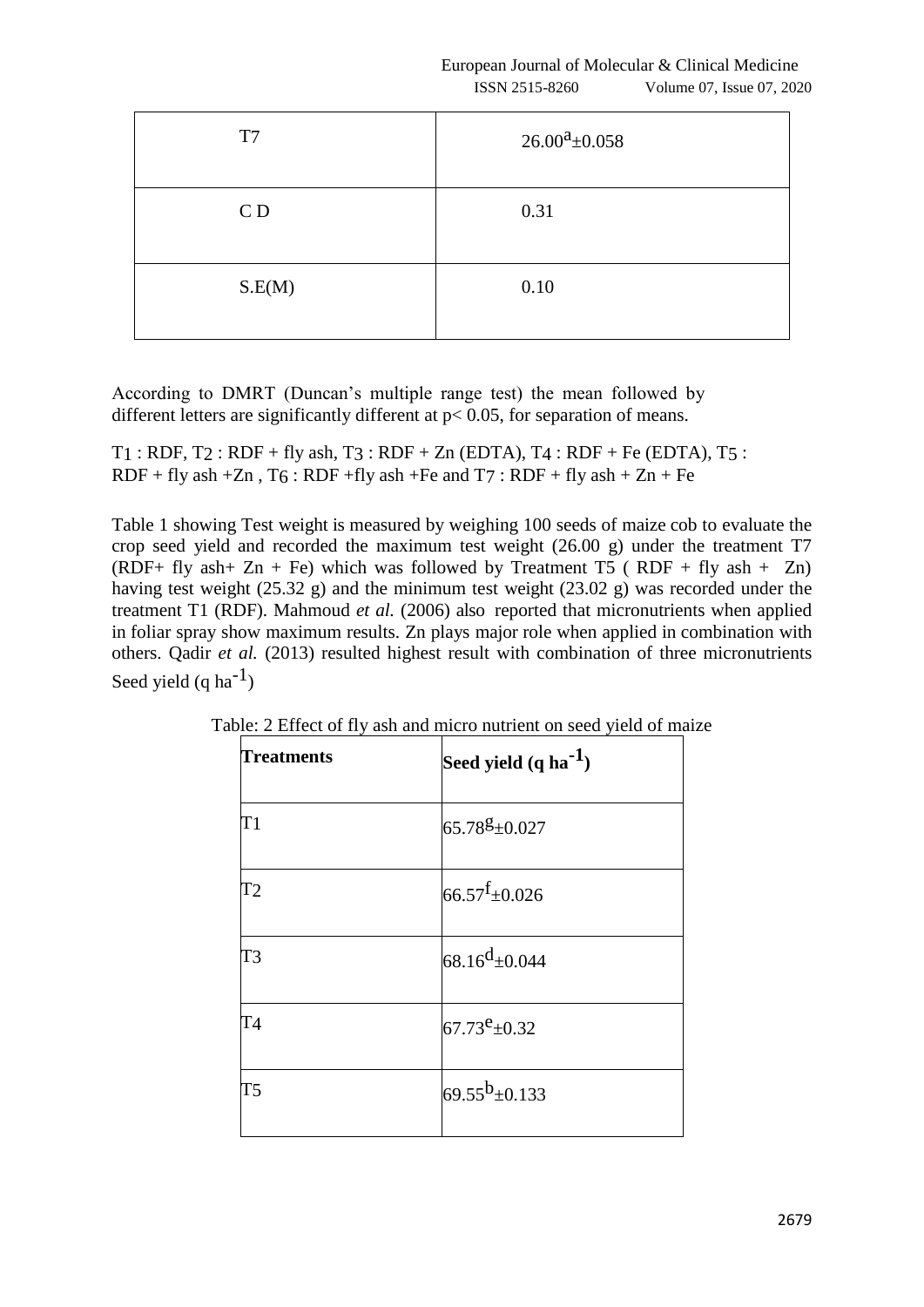| | |
|---|---|
| T7 | $26.00^{a}$±0.058 |
| C D | 0.31 |
| S.E(M) | 0.10 |

According to DMRT (Duncan's multiple range test) the mean followed by different letters are significantly different at $p < 0.05$, for separation of means.

$T_1$ : RDF, $T_2$ : RDF + fly ash, $T_3$ : RDF + Zn (EDTA), $T_4$ : RDF + Fe (EDTA), $T_5$ : RDF + fly ash +Zn , $T_6$ : RDF +fly ash +Fe and $T_7$ : RDF + fly ash + Zn + Fe

Table 1 showing Test weight is measured by weighing 100 seeds of maize cob to evaluate the crop seed yield and recorded the maximum test weight (26.00 g) under the treatment T7 (RDF+ fly ash+ Zn + Fe) which was followed by Treatment T5 ( RDF + fly ash + Zn) having test weight (25.32 g) and the minimum test weight (23.02 g) was recorded under the treatment T1 (RDF). Mahmoud *et al.* (2006) also reported that micronutrients when applied in foliar spray show maximum results. Zn plays major role when applied in combination with others. Qadir *et al.* (2013) resulted highest result with combination of three micronutrients

Seed yield (q $ha^{-1}$)

Table: 2 Effect of fly ash and micro nutrient on seed yield of maize

| **Treatments** | **Seed yield (q $ha^{-1}$)** |
|---|---|
| T1 | $65.78^{g}$±0.027 |
| T2 | $66.57^{f}$±0.026 |
| T3 | $68.16^{d}$±0.044 |
| T4 | $67.73^{e}$±0.32 |
| T5 | $69.55^{b}$±0.133 |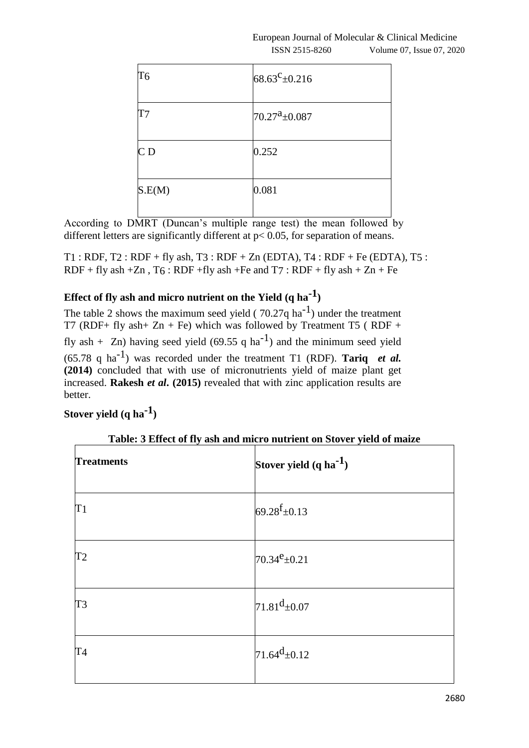| | |
|---|---|
| T6 | $68.63^{c}\pm0.216$ |
| T7 | $70.27^{a}\pm0.087$ |
| C D | 0.252 |
| S.E(M) | 0.081 |

According to DMRT (Duncan's multiple range test) the mean followed by different letters are significantly different at $p< 0.05$, for separation of means.

T1 : RDF, T2 : RDF + fly ash, T3 : RDF + Zn (EDTA), T4 : RDF + Fe (EDTA), T5 : RDF + fly ash +Zn , T6 : RDF +fly ash +Fe and T7 : RDF + fly ash + Zn + Fe

## Effect of fly ash and micro nutrient on the Yield (q $ha^{-1}$)

The table 2 shows the maximum seed yield ( 70.27q $ha^{-1}$) under the treatment T7 (RDF+ fly ash+ Zn + Fe) which was followed by Treatment T5 ( RDF + fly ash + Zn) having seed yield (69.55 q $ha^{-1}$) and the minimum seed yield (65.78 q $ha^{-1}$) was recorded under the treatment T1 (RDF). **Tariq *et al.* (2014)** concluded that with use of micronutrients yield of maize plant get increased. **Rakesh *et al*. (2015)** revealed that with zinc application results are better.

## Stover yield (q $ha^{-1}$)

**Table: 3 Effect of fly ash and micro nutrient on Stover yield of maize**

| Treatments | Stover yield (q $ha^{-1}$) |
|---|---|
| T1 | $69.28^{f}\pm0.13$ |
| T2 | $70.34^{e}\pm0.21$ |
| T3 | $71.81^{d}\pm0.07$ |
| T4 | $71.64^{d}\pm0.12$ |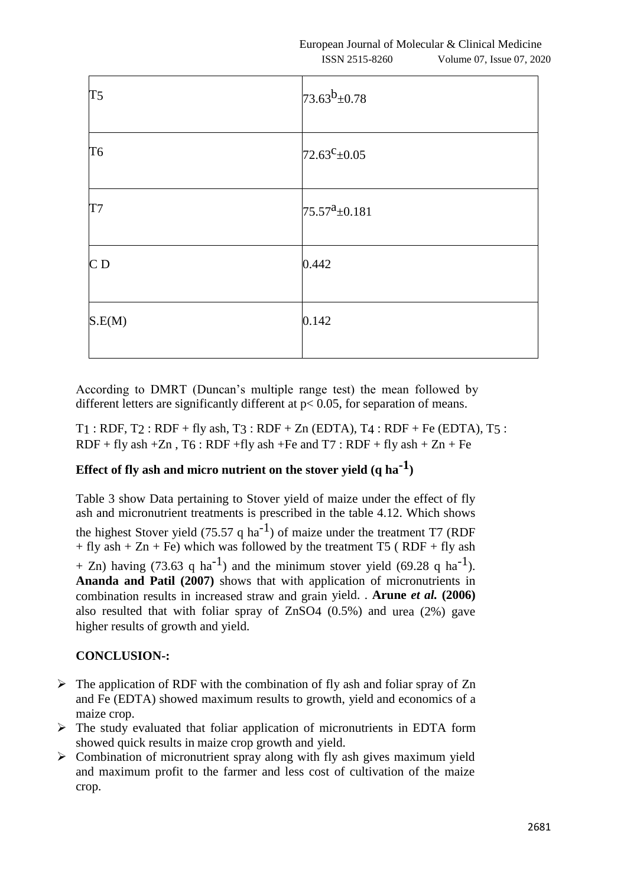| | |
|---|---|
| T5 | $73.63^{b}\pm0.78$ |
| T6 | $72.63^{c}\pm0.05$ |
| T7 | $75.57^{a}\pm0.181$ |
| C D | 0.442 |
| S.E(M) | 0.142 |

According to DMRT (Duncan's multiple range test) the mean followed by different letters are significantly different at $p< 0.05$, for separation of means.

$T_1$ : RDF, $T_2$ : RDF + fly ash, $T_3$ : RDF + Zn (EDTA), $T_4$ : RDF + Fe (EDTA), $T_5$ : RDF + fly ash +Zn , $T_6$ : RDF +fly ash +Fe and $T_7$ : RDF + fly ash + Zn + Fe

### Effect of fly ash and micro nutrient on the stover yield (q $ha^{-1}$)

Table 3 show Data pertaining to Stover yield of maize under the effect of fly ash and micronutrient treatments is prescribed in the table 4.12. Which shows the highest Stover yield (75.57 q $ha^{-1}$) of maize under the treatment T7 (RDF + fly ash + Zn + Fe) which was followed by the treatment T5 ( RDF + fly ash + Zn) having (73.63 q $ha^{-1}$) and the minimum stover yield (69.28 q $ha^{-1}$). **Ananda and Patil (2007)** shows that with application of micronutrients in combination results in increased straw and grain yield. . **Arune *et al.* (2006)** also resulted that with foliar spray of $ZnSO_4$ (0.5%) and urea (2%) gave higher results of growth and yield.

### CONCLUSION-:

- The application of RDF with the combination of fly ash and foliar spray of Zn and Fe (EDTA) showed maximum results to growth, yield and economics of a maize crop.
- The study evaluated that foliar application of micronutrients in EDTA form showed quick results in maize crop growth and yield.
- Combination of micronutrient spray along with fly ash gives maximum yield and maximum profit to the farmer and less cost of cultivation of the maize crop.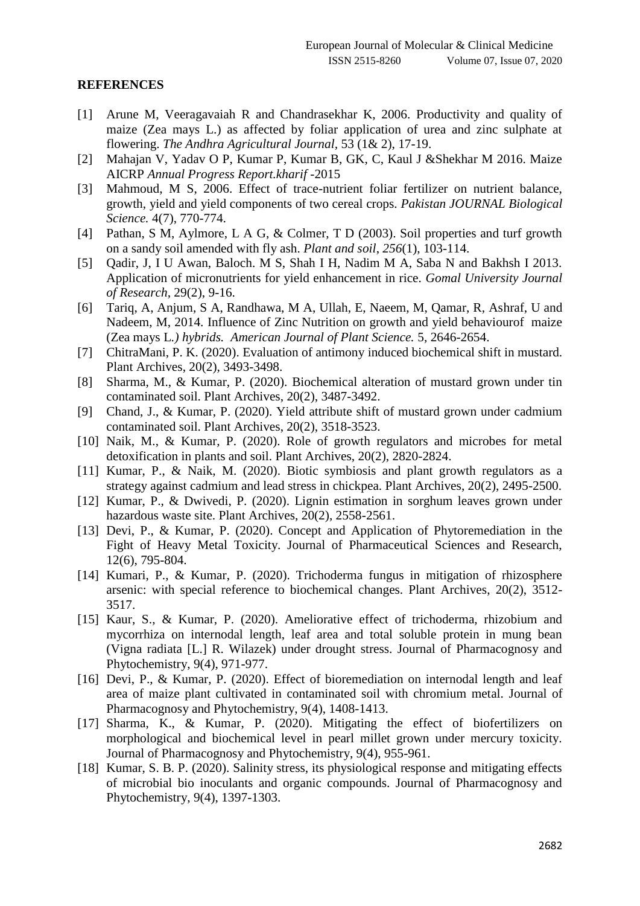## REFERENCES

[1] Arune M, Veeragavaiah R and Chandrasekhar K, 2006. Productivity and quality of maize (Zea mays L.) as affected by foliar application of urea and zinc sulphate at flowering. *The Andhra Agricultural Journal*, 53 (1& 2), 17-19.

[2] Mahajan V, Yadav O P, Kumar P, Kumar B, GK, C, Kaul J &Shekhar M 2016. Maize AICRP *Annual Progress Report.kharif* -2015

[3] Mahmoud, M S, 2006. Effect of trace-nutrient foliar fertilizer on nutrient balance, growth, yield and yield components of two cereal crops. *Pakistan JOURNAL Biological Science.* 4(7), 770-774.

[4] Pathan, S M, Aylmore, L A G, & Colmer, T D (2003). Soil properties and turf growth on a sandy soil amended with fly ash. *Plant and soil*, *256*(1), 103-114.

[5] Qadir, J, I U Awan, Baloch. M S, Shah I H, Nadim M A, Saba N and Bakhsh I 2013. Application of micronutrients for yield enhancement in rice. *Gomal University Journal of Research*, 29(2), 9-16.

[6] Tariq, A, Anjum, S A, Randhawa, M A, Ullah, E, Naeem, M, Qamar, R, Ashraf, U and Nadeem, M, 2014. Influence of Zinc Nutrition on growth and yield behaviourof maize (Zea mays L.*) hybrids. American Journal of Plant Science.* 5, 2646-2654.

[7] ChitraMani, P. K. (2020). Evaluation of antimony induced biochemical shift in mustard. Plant Archives, 20(2), 3493-3498.

[8] Sharma, M., & Kumar, P. (2020). Biochemical alteration of mustard grown under tin contaminated soil. Plant Archives, 20(2), 3487-3492.

[9] Chand, J., & Kumar, P. (2020). Yield attribute shift of mustard grown under cadmium contaminated soil. Plant Archives, 20(2), 3518-3523.

[10] Naik, M., & Kumar, P. (2020). Role of growth regulators and microbes for metal detoxification in plants and soil. Plant Archives, 20(2), 2820-2824.

[11] Kumar, P., & Naik, M. (2020). Biotic symbiosis and plant growth regulators as a strategy against cadmium and lead stress in chickpea. Plant Archives, 20(2), 2495-2500.

[12] Kumar, P., & Dwivedi, P. (2020). Lignin estimation in sorghum leaves grown under hazardous waste site. Plant Archives, 20(2), 2558-2561.

[13] Devi, P., & Kumar, P. (2020). Concept and Application of Phytoremediation in the Fight of Heavy Metal Toxicity. Journal of Pharmaceutical Sciences and Research, 12(6), 795-804.

[14] Kumari, P., & Kumar, P. (2020). Trichoderma fungus in mitigation of rhizosphere arsenic: with special reference to biochemical changes. Plant Archives, 20(2), 3512-3517.

[15] Kaur, S., & Kumar, P. (2020). Ameliorative effect of trichoderma, rhizobium and mycorrhiza on internodal length, leaf area and total soluble protein in mung bean (Vigna radiata [L.] R. Wilazek) under drought stress. Journal of Pharmacognosy and Phytochemistry, 9(4), 971-977.

[16] Devi, P., & Kumar, P. (2020). Effect of bioremediation on internodal length and leaf area of maize plant cultivated in contaminated soil with chromium metal. Journal of Pharmacognosy and Phytochemistry, 9(4), 1408-1413.

[17] Sharma, K., & Kumar, P. (2020). Mitigating the effect of biofertilizers on morphological and biochemical level in pearl millet grown under mercury toxicity. Journal of Pharmacognosy and Phytochemistry, 9(4), 955-961.

[18] Kumar, S. B. P. (2020). Salinity stress, its physiological response and mitigating effects of microbial bio inoculants and organic compounds. Journal of Pharmacognosy and Phytochemistry, 9(4), 1397-1303.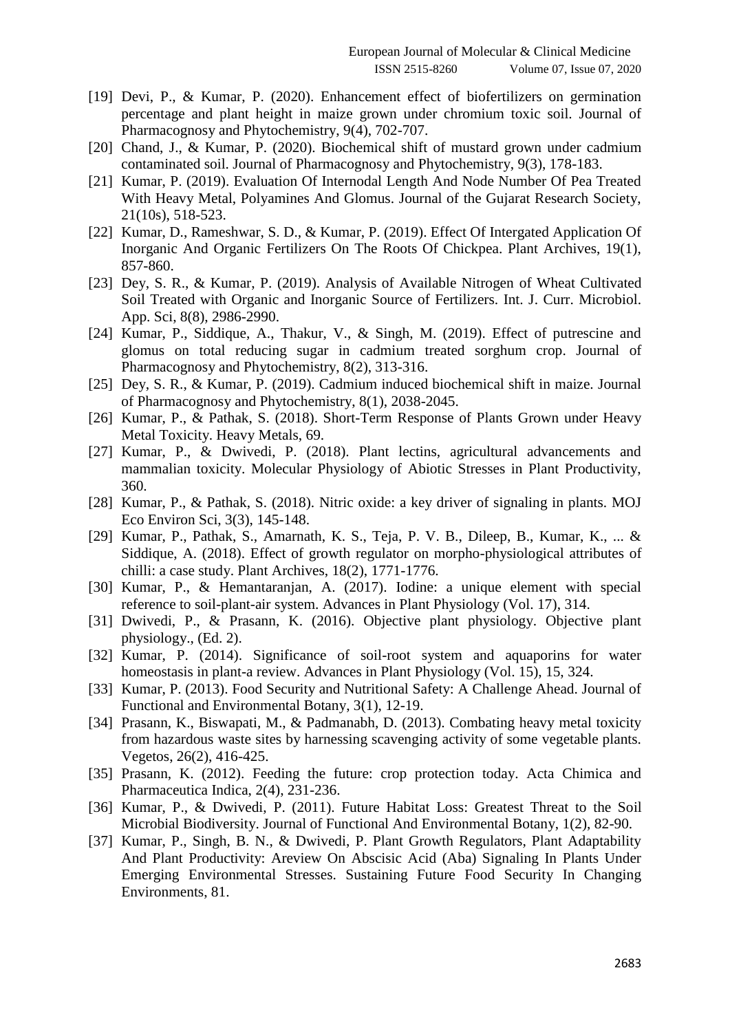[19] Devi, P., & Kumar, P. (2020). Enhancement effect of biofertilizers on germination percentage and plant height in maize grown under chromium toxic soil. Journal of Pharmacognosy and Phytochemistry, 9(4), 702-707.

[20] Chand, J., & Kumar, P. (2020). Biochemical shift of mustard grown under cadmium contaminated soil. Journal of Pharmacognosy and Phytochemistry, 9(3), 178-183.

[21] Kumar, P. (2019). Evaluation Of Internodal Length And Node Number Of Pea Treated With Heavy Metal, Polyamines And Glomus. Journal of the Gujarat Research Society, 21(10s), 518-523.

[22] Kumar, D., Rameshwar, S. D., & Kumar, P. (2019). Effect Of Intergated Application Of Inorganic And Organic Fertilizers On The Roots Of Chickpea. Plant Archives, 19(1), 857-860.

[23] Dey, S. R., & Kumar, P. (2019). Analysis of Available Nitrogen of Wheat Cultivated Soil Treated with Organic and Inorganic Source of Fertilizers. Int. J. Curr. Microbiol. App. Sci, 8(8), 2986-2990.

[24] Kumar, P., Siddique, A., Thakur, V., & Singh, M. (2019). Effect of putrescine and glomus on total reducing sugar in cadmium treated sorghum crop. Journal of Pharmacognosy and Phytochemistry, 8(2), 313-316.

[25] Dey, S. R., & Kumar, P. (2019). Cadmium induced biochemical shift in maize. Journal of Pharmacognosy and Phytochemistry, 8(1), 2038-2045.

[26] Kumar, P., & Pathak, S. (2018). Short-Term Response of Plants Grown under Heavy Metal Toxicity. Heavy Metals, 69.

[27] Kumar, P., & Dwivedi, P. (2018). Plant lectins, agricultural advancements and mammalian toxicity. Molecular Physiology of Abiotic Stresses in Plant Productivity, 360.

[28] Kumar, P., & Pathak, S. (2018). Nitric oxide: a key driver of signaling in plants. MOJ Eco Environ Sci, 3(3), 145-148.

[29] Kumar, P., Pathak, S., Amarnath, K. S., Teja, P. V. B., Dileep, B., Kumar, K., ... & Siddique, A. (2018). Effect of growth regulator on morpho-physiological attributes of chilli: a case study. Plant Archives, 18(2), 1771-1776.

[30] Kumar, P., & Hemantaranjan, A. (2017). Iodine: a unique element with special reference to soil-plant-air system. Advances in Plant Physiology (Vol. 17), 314.

[31] Dwivedi, P., & Prasann, K. (2016). Objective plant physiology. Objective plant physiology., (Ed. 2).

[32] Kumar, P. (2014). Significance of soil-root system and aquaporins for water homeostasis in plant-a review. Advances in Plant Physiology (Vol. 15), 15, 324.

[33] Kumar, P. (2013). Food Security and Nutritional Safety: A Challenge Ahead. Journal of Functional and Environmental Botany, 3(1), 12-19.

[34] Prasann, K., Biswapati, M., & Padmanabh, D. (2013). Combating heavy metal toxicity from hazardous waste sites by harnessing scavenging activity of some vegetable plants. Vegetos, 26(2), 416-425.

[35] Prasann, K. (2012). Feeding the future: crop protection today. Acta Chimica and Pharmaceutica Indica, 2(4), 231-236.

[36] Kumar, P., & Dwivedi, P. (2011). Future Habitat Loss: Greatest Threat to the Soil Microbial Biodiversity. Journal of Functional And Environmental Botany, 1(2), 82-90.

[37] Kumar, P., Singh, B. N., & Dwivedi, P. Plant Growth Regulators, Plant Adaptability And Plant Productivity: Areview On Abscisic Acid (Aba) Signaling In Plants Under Emerging Environmental Stresses. Sustaining Future Food Security In Changing Environments, 81.